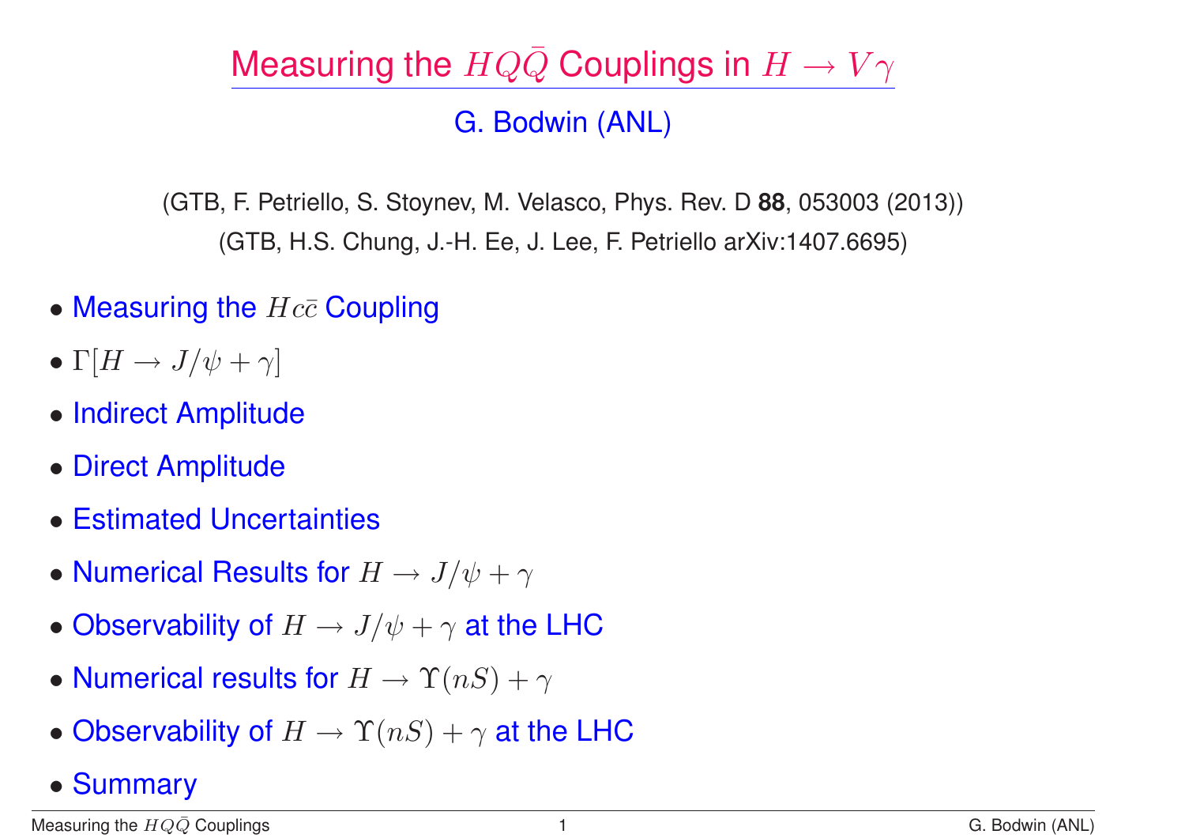# Measuring the $HQ\bar{Q}$ Couplings in $H \to V\gamma$

## G. Bodwin (ANL)

(GTB, F. Petriello, S. Stoynev, M. Velasco, Phys. Rev. D **88**, 053003 (2013))

(GTB, H.S. Chung, J.-H. Ee, J. Lee, F. Petriello arXiv:1407.6695)

- Measuring the $Hc\bar{c}$ Coupling
- $\Gamma[H \to J/\psi + \gamma]$
- Indirect Amplitude
- Direct Amplitude
- Estimated Uncertainties
- Numerical Results for $H \to J/\psi + \gamma$
- Observability of $H \to J/\psi + \gamma$ at the LHC
- Numerical results for $H \to \Upsilon(nS) + \gamma$
- Observability of $H \to \Upsilon(nS) + \gamma$ at the LHC
- Summary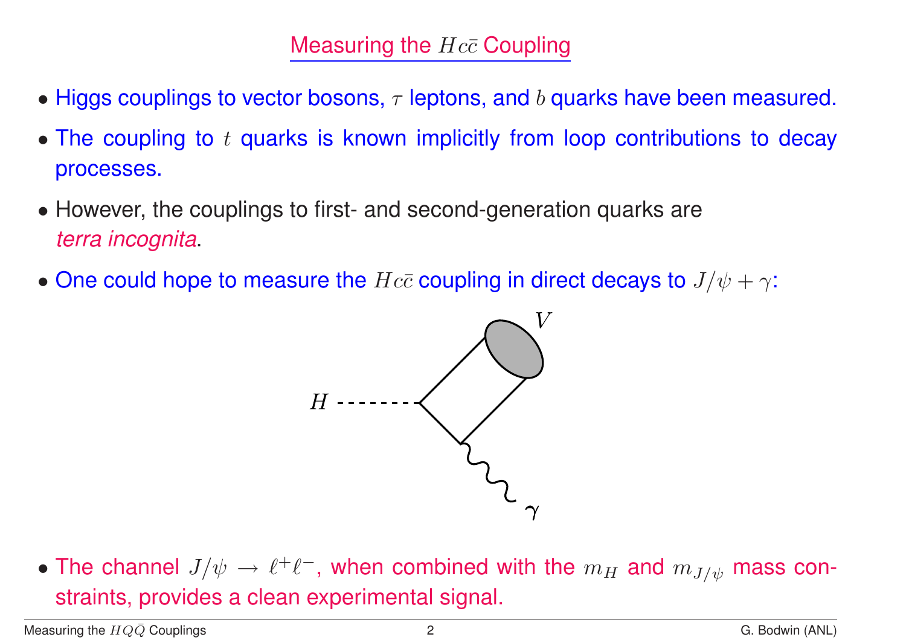# Measuring the $Hc\bar{c}$ Coupling

- Higgs couplings to vector bosons, $\tau$ leptons, and $b$ quarks have been measured.
- The coupling to $t$ quarks is known implicitly from loop contributions to decay processes.
- However, the couplings to first- and second-generation quarks are *terra incognita*.
- One could hope to measure the $Hc\bar{c}$ coupling in direct decays to $J/\psi + \gamma$:

- The channel $J/\psi \to \ell^+\ell^-$, when combined with the $m_H$ and $m_{J/\psi}$ mass constraints, provides a clean experimental signal.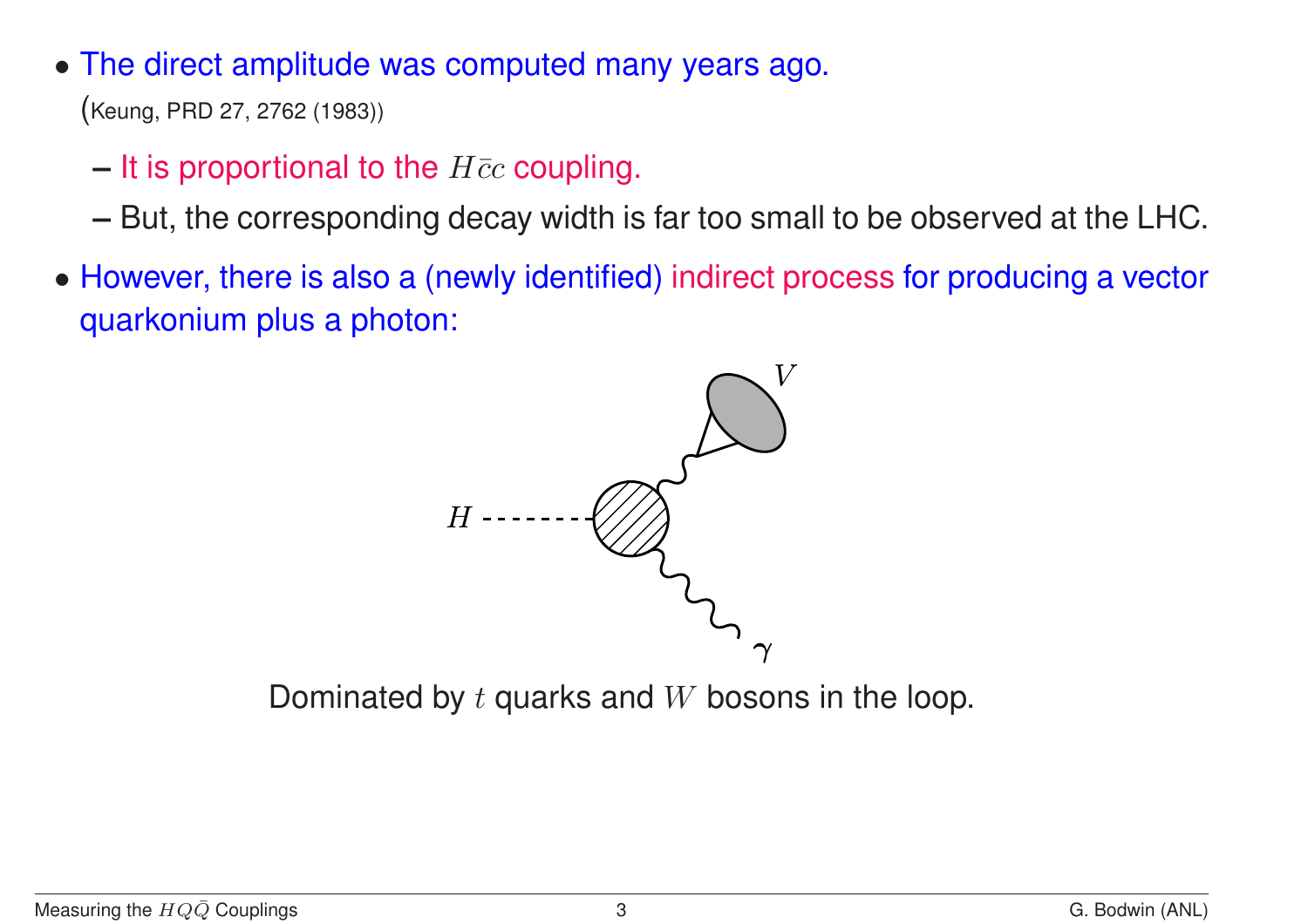- The direct amplitude was computed many years ago.
  (Keung, PRD 27, 2762 (1983))
  - It is proportional to the $H\bar{c}c$ coupling.
  - But, the corresponding decay width is far too small to be observed at the LHC.
- However, there is also a (newly identified) indirect process for producing a vector quarkonium plus a photon:

Dominated by $t$ quarks and $W$ bosons in the loop.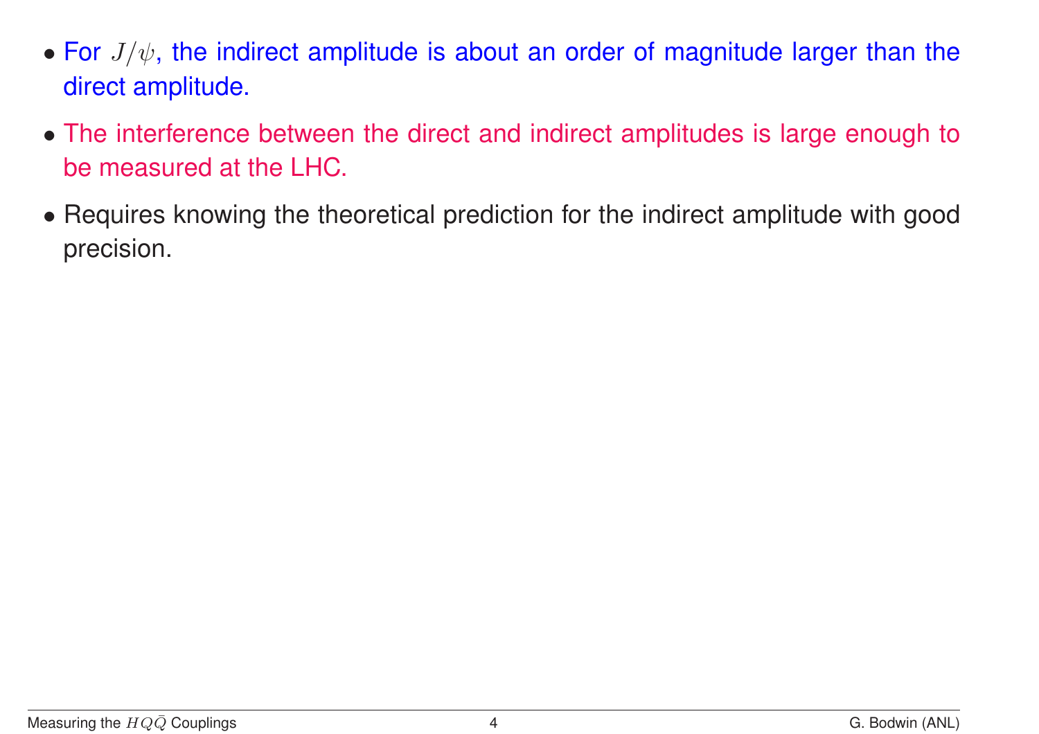- For $J/\psi$, the indirect amplitude is about an order of magnitude larger than the direct amplitude.
- The interference between the direct and indirect amplitudes is large enough to be measured at the LHC.
- Requires knowing the theoretical prediction for the indirect amplitude with good precision.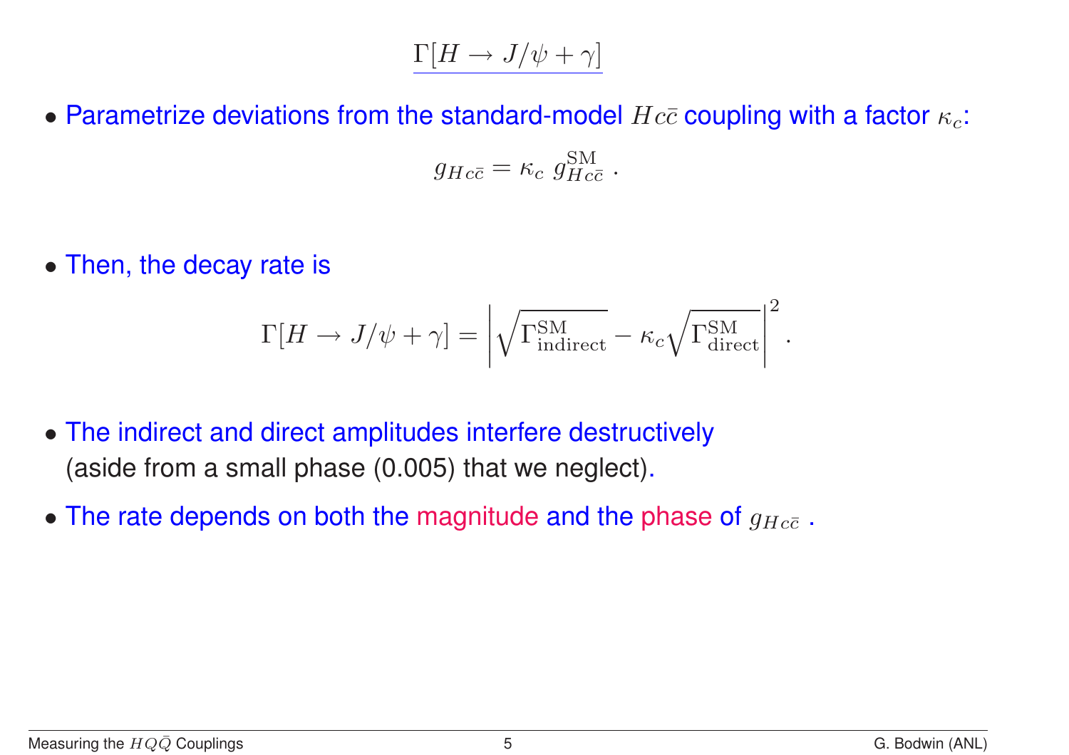# $\Gamma[H \to J/\psi + \gamma]$

- Parametrize deviations from the standard-model $Hc\bar{c}$ coupling with a factor $\kappa_c$:

$$g_{Hc\bar{c}} = \kappa_c \, g_{Hc\bar{c}}^{\rm SM} \, .$$

- Then, the decay rate is

$$\Gamma[H \to J/\psi + \gamma] = \left| \sqrt{\Gamma_{\rm indirect}^{\rm SM}} - \kappa_c \sqrt{\Gamma_{\rm direct}^{\rm SM}} \right|^2 .$$

- The indirect and direct amplitudes interfere destructively (aside from a small phase (0.005) that we neglect).
- The rate depends on both the magnitude and the phase of $g_{Hc\bar{c}}$ .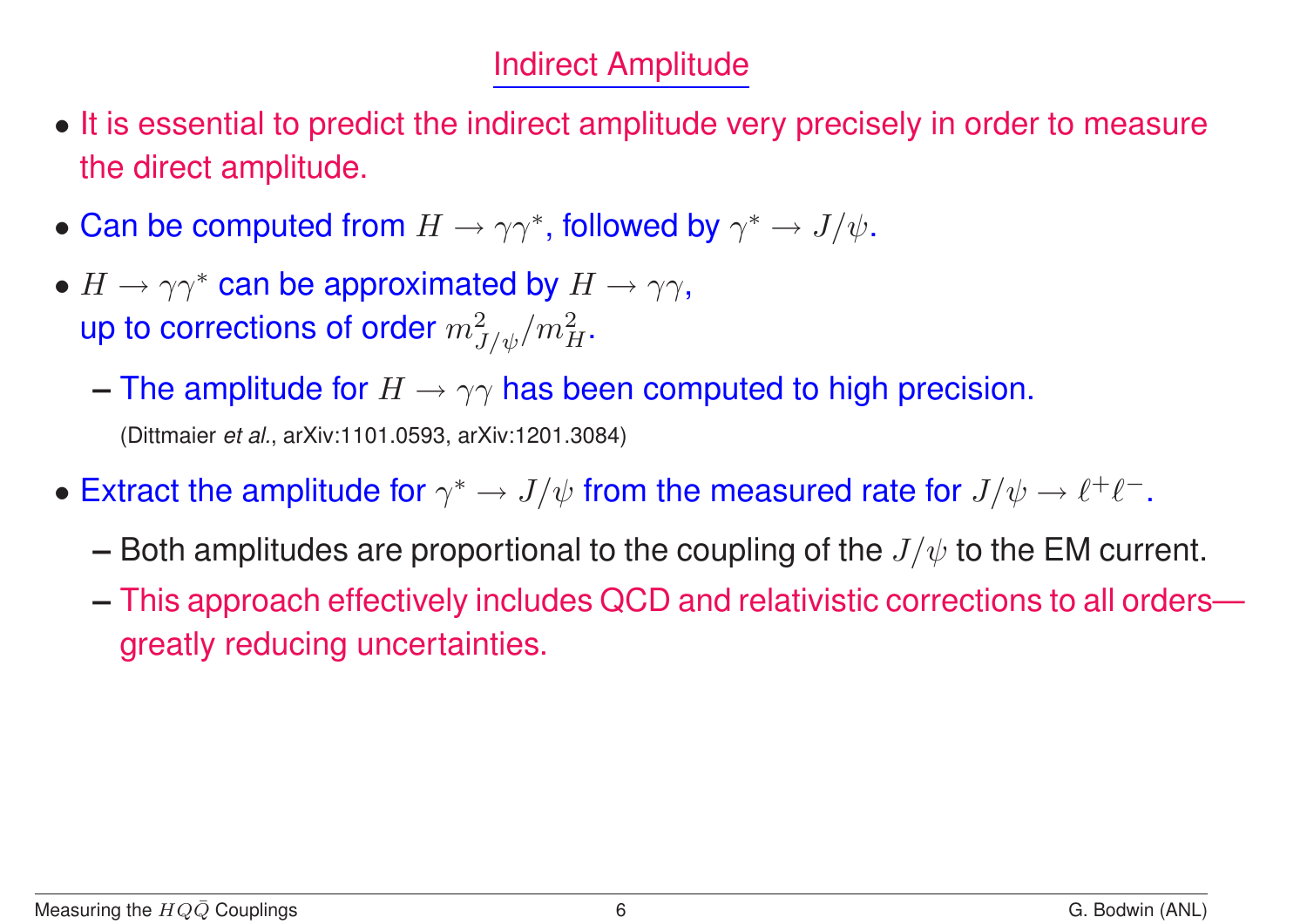## Indirect Amplitude

- It is essential to predict the indirect amplitude very precisely in order to measure the direct amplitude.
- Can be computed from $H \to \gamma\gamma^*$, followed by $\gamma^* \to J/\psi$.
- $H \to \gamma\gamma^*$ can be approximated by $H \to \gamma\gamma$, up to corrections of order $m_{J/\psi}^2/m_H^2$.
  - The amplitude for $H \to \gamma\gamma$ has been computed to high precision.
    (Dittmaier *et al.*, arXiv:1101.0593, arXiv:1201.3084)
- Extract the amplitude for $\gamma^* \to J/\psi$ from the measured rate for $J/\psi \to \ell^+\ell^-$.
  - Both amplitudes are proportional to the coupling of the $J/\psi$ to the EM current.
  - This approach effectively includes QCD and relativistic corrections to all orders—greatly reducing uncertainties.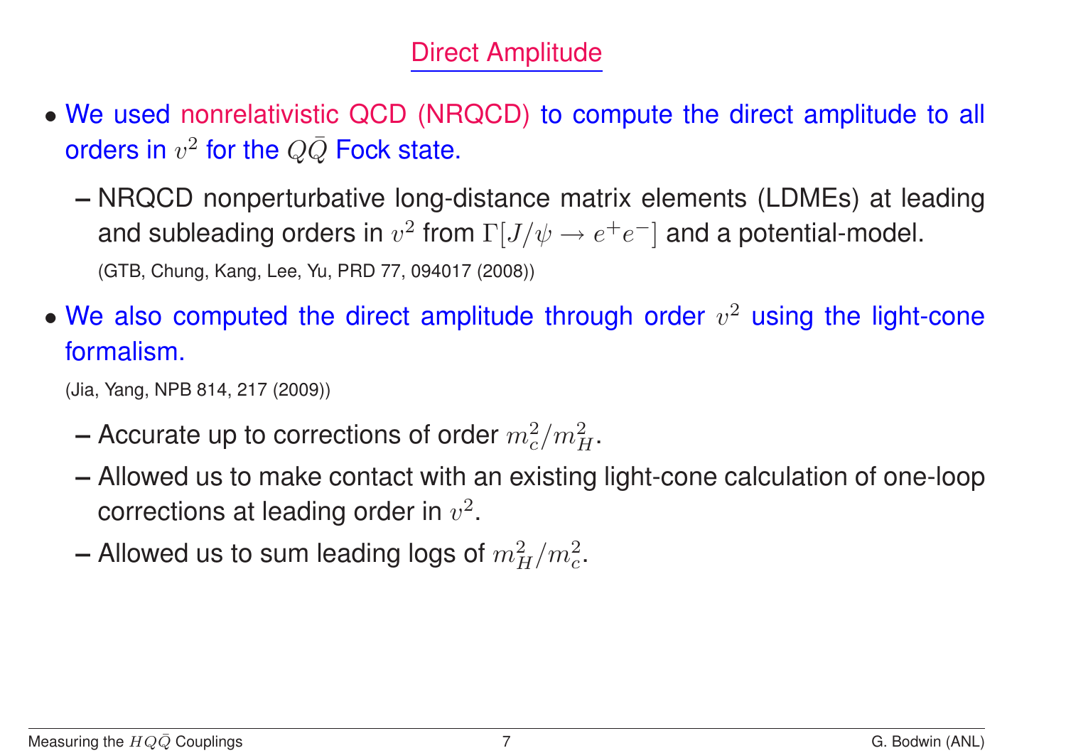## Direct Amplitude

- We used nonrelativistic QCD (NRQCD) to compute the direct amplitude to all orders in $v^2$ for the $Q\bar{Q}$ Fock state.
  - NRQCD nonperturbative long-distance matrix elements (LDMEs) at leading and subleading orders in $v^2$ from $\Gamma[J/\psi \to e^+e^-]$ and a potential-model.

    (GTB, Chung, Kang, Lee, Yu, PRD 77, 094017 (2008))

- We also computed the direct amplitude through order $v^2$ using the light-cone formalism.

  (Jia, Yang, NPB 814, 217 (2009))

  - Accurate up to corrections of order $m_c^2/m_H^2$.
  - Allowed us to make contact with an existing light-cone calculation of one-loop corrections at leading order in $v^2$.
  - Allowed us to sum leading logs of $m_H^2/m_c^2$.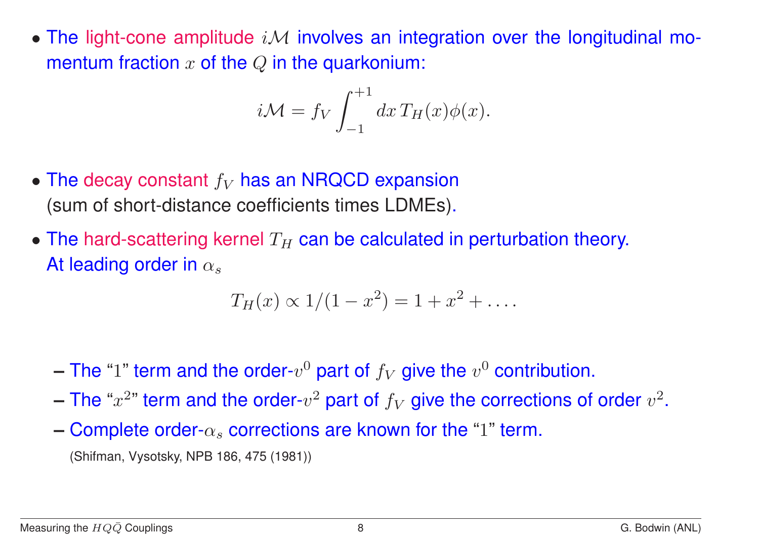- The light-cone amplitude $i\mathcal{M}$ involves an integration over the longitudinal momentum fraction $x$ of the $Q$ in the quarkonium:

$$i\mathcal{M} = f_V \int_{-1}^{+1} dx\, T_H(x)\phi(x).$$

- The decay constant $f_V$ has an NRQCD expansion (sum of short-distance coefficients times LDMEs).
- The hard-scattering kernel $T_H$ can be calculated in perturbation theory. At leading order in $\alpha_s$

$$T_H(x) \propto 1/(1-x^2) = 1 + x^2 + \ldots.$$

  - The "$1$" term and the order-$v^0$ part of $f_V$ give the $v^0$ contribution.
  - The "$x^2$" term and the order-$v^2$ part of $f_V$ give the corrections of order $v^2$.
  - Complete order-$\alpha_s$ corrections are known for the "$1$" term.

    (Shifman, Vysotsky, NPB 186, 475 (1981))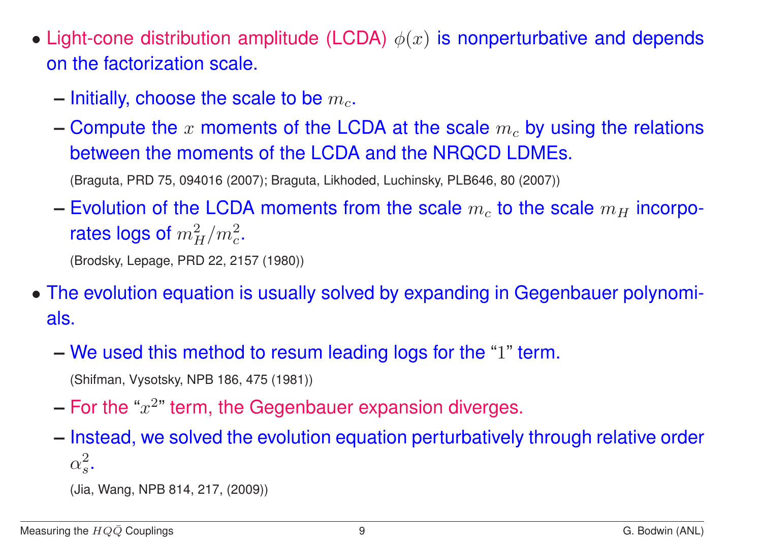- Light-cone distribution amplitude (LCDA) $\phi(x)$ is nonperturbative and depends on the factorization scale.
  - Initially, choose the scale to be $m_c$.
  - Compute the $x$ moments of the LCDA at the scale $m_c$ by using the relations between the moments of the LCDA and the NRQCD LDMEs.

    (Braguta, PRD 75, 094016 (2007); Braguta, Likhoded, Luchinsky, PLB646, 80 (2007))
  - Evolution of the LCDA moments from the scale $m_c$ to the scale $m_H$ incorporates logs of $m_H^2/m_c^2$.

    (Brodsky, Lepage, PRD 22, 2157 (1980))
- The evolution equation is usually solved by expanding in Gegenbauer polynomials.
  - We used this method to resum leading logs for the "1" term.

    (Shifman, Vysotsky, NPB 186, 475 (1981))
  - For the "$x^2$" term, the Gegenbauer expansion diverges.
  - Instead, we solved the evolution equation perturbatively through relative order $\alpha_s^2$.

    (Jia, Wang, NPB 814, 217, (2009))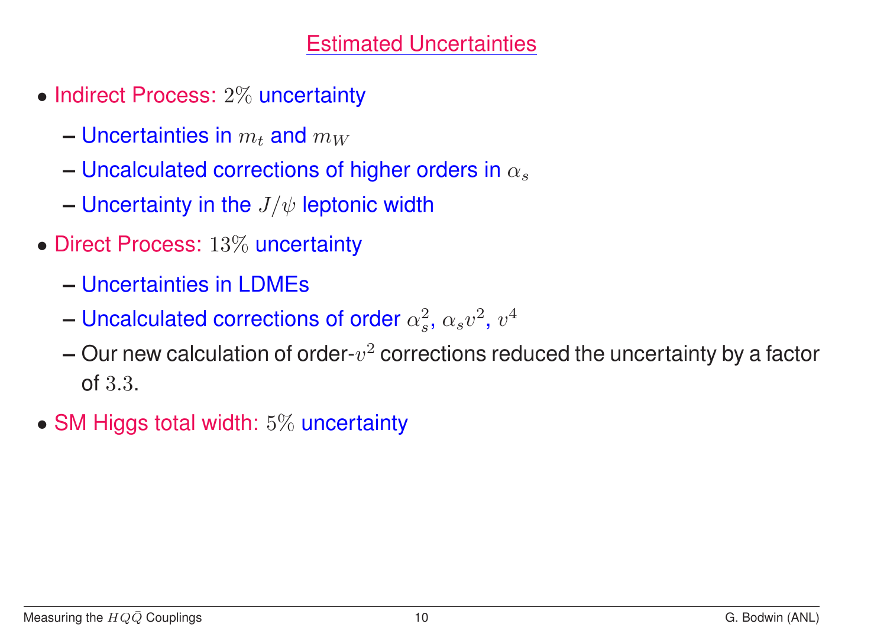## Estimated Uncertainties

- Indirect Process: $2\%$ uncertainty
  - Uncertainties in $m_t$ and $m_W$
  - Uncalculated corrections of higher orders in $\alpha_s$
  - Uncertainty in the $J/\psi$ leptonic width
- Direct Process: $13\%$ uncertainty
  - Uncertainties in LDMEs
  - Uncalculated corrections of order $\alpha_s^2$, $\alpha_s v^2$, $v^4$
  - Our new calculation of order-$v^2$ corrections reduced the uncertainty by a factor of $3.3$.
- SM Higgs total width: $5\%$ uncertainty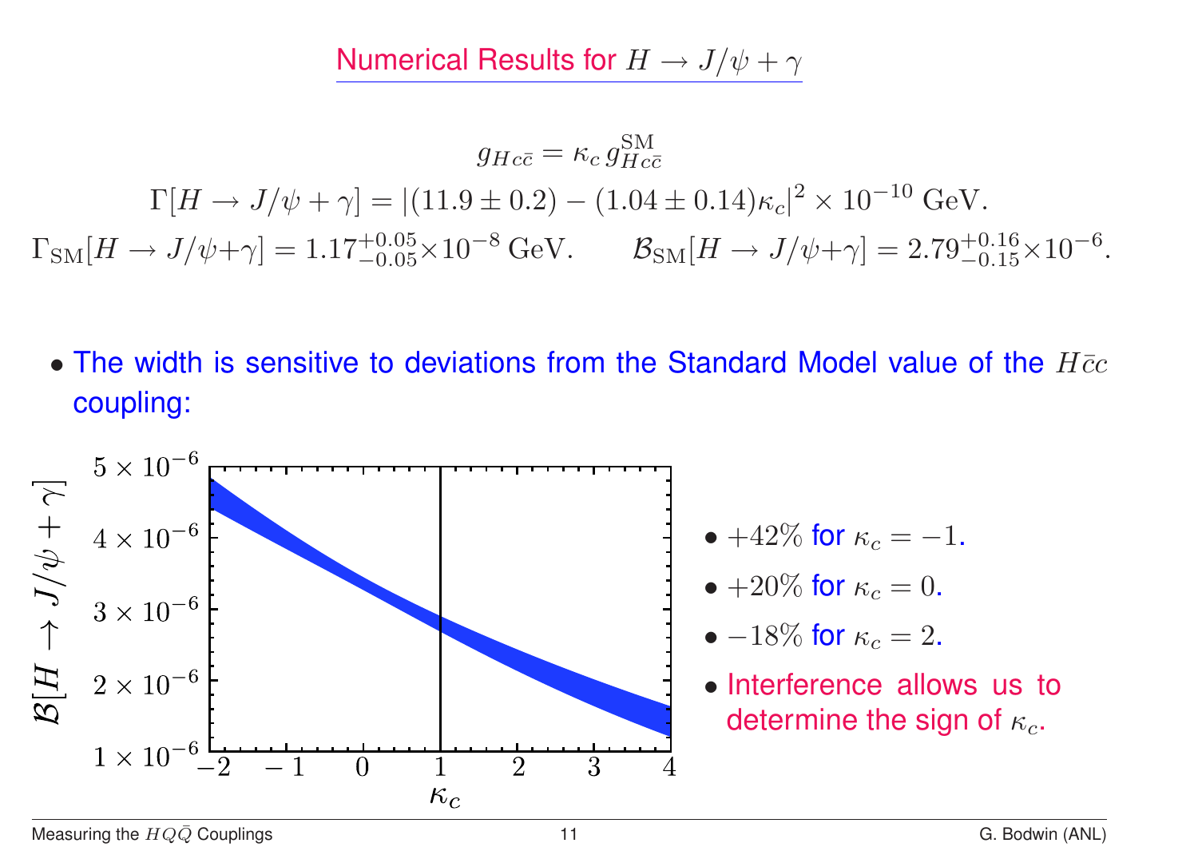# Numerical Results for $H \to J/\psi + \gamma$

$$g_{Hc\bar{c}} = \kappa_c \, g^{\rm SM}_{Hc\bar{c}}$$

$$\Gamma[H \to J/\psi + \gamma] = |(11.9 \pm 0.2) - (1.04 \pm 0.14)\kappa_c|^2 \times 10^{-10}\ \text{GeV}.$$

$$\Gamma_{\rm SM}[H \to J/\psi{+}\gamma] = 1.17^{+0.05}_{-0.05} \times 10^{-8}\ \text{GeV}. \qquad \mathcal{B}_{\rm SM}[H \to J/\psi{+}\gamma] = 2.79^{+0.16}_{-0.15} \times 10^{-6}.$$

- The width is sensitive to deviations from the Standard Model value of the $H\bar{c}c$ coupling:

- $+42\%$ for $\kappa_c = -1$.
- $+20\%$ for $\kappa_c = 0$.
- $-18\%$ for $\kappa_c = 2$.
- Interference allows us to determine the sign of $\kappa_c$.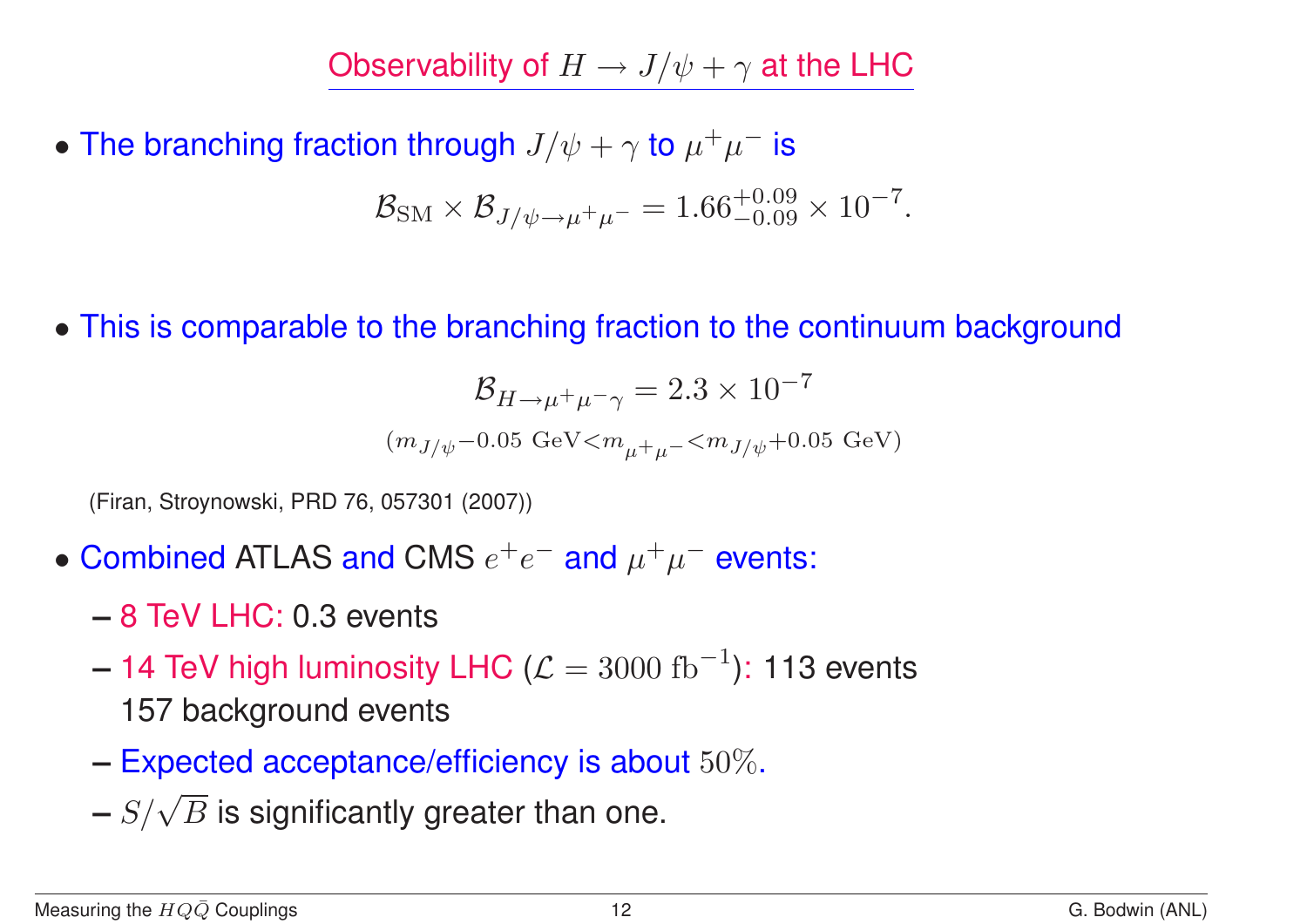# Observability of $H \to J/\psi + \gamma$ at the LHC

- The branching fraction through $J/\psi + \gamma$ to $\mu^+\mu^-$ is

$$\mathcal{B}_{\rm SM} \times \mathcal{B}_{J/\psi \to \mu^+\mu^-} = 1.66^{+0.09}_{-0.09} \times 10^{-7}.$$

- This is comparable to the branching fraction to the continuum background

$$\mathcal{B}_{H \to \mu^+\mu^-\gamma} = 2.3 \times 10^{-7}$$

$$(m_{J/\psi} - 0.05 \text{ GeV} < m_{\mu^+\mu^-} < m_{J/\psi} + 0.05 \text{ GeV})$$

(Firan, Stroynowski, PRD 76, 057301 (2007))

- Combined ATLAS and CMS $e^+e^-$ and $\mu^+\mu^-$ events:
  - 8 TeV LHC: 0.3 events
  - 14 TeV high luminosity LHC ($\mathcal{L} = 3000 \text{ fb}^{-1}$): 113 events
    157 background events
  - Expected acceptance/efficiency is about $50\%$.
  - $S/\sqrt{B}$ is significantly greater than one.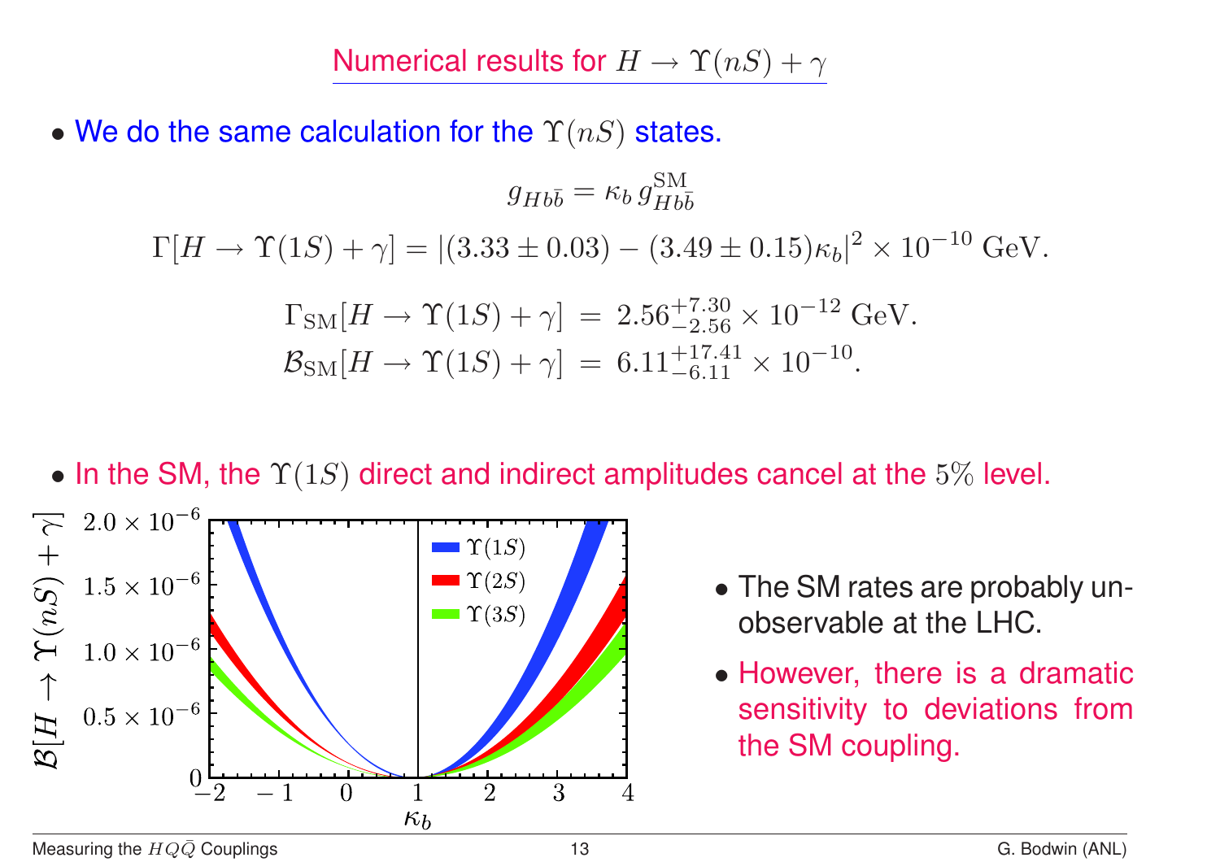## Numerical results for $H \to \Upsilon(nS) + \gamma$

- We do the same calculation for the $\Upsilon(nS)$ states.

$$g_{Hb\bar{b}} = \kappa_b \, g_{Hb\bar{b}}^{\mathrm{SM}}$$

$$\Gamma[H \to \Upsilon(1S) + \gamma] = |(3.33 \pm 0.03) - (3.49 \pm 0.15)\kappa_b|^2 \times 10^{-10} \text{ GeV}.$$

$$\Gamma_{\mathrm{SM}}[H \to \Upsilon(1S) + \gamma] \;=\; 2.56^{+7.30}_{-2.56} \times 10^{-12} \text{ GeV}.$$

$$\mathcal{B}_{\mathrm{SM}}[H \to \Upsilon(1S) + \gamma] \;=\; 6.11^{+17.41}_{-6.11} \times 10^{-10}.$$

- In the SM, the $\Upsilon(1S)$ direct and indirect amplitudes cancel at the $5\%$ level.

- The SM rates are probably unobservable at the LHC.
- However, there is a dramatic sensitivity to deviations from the SM coupling.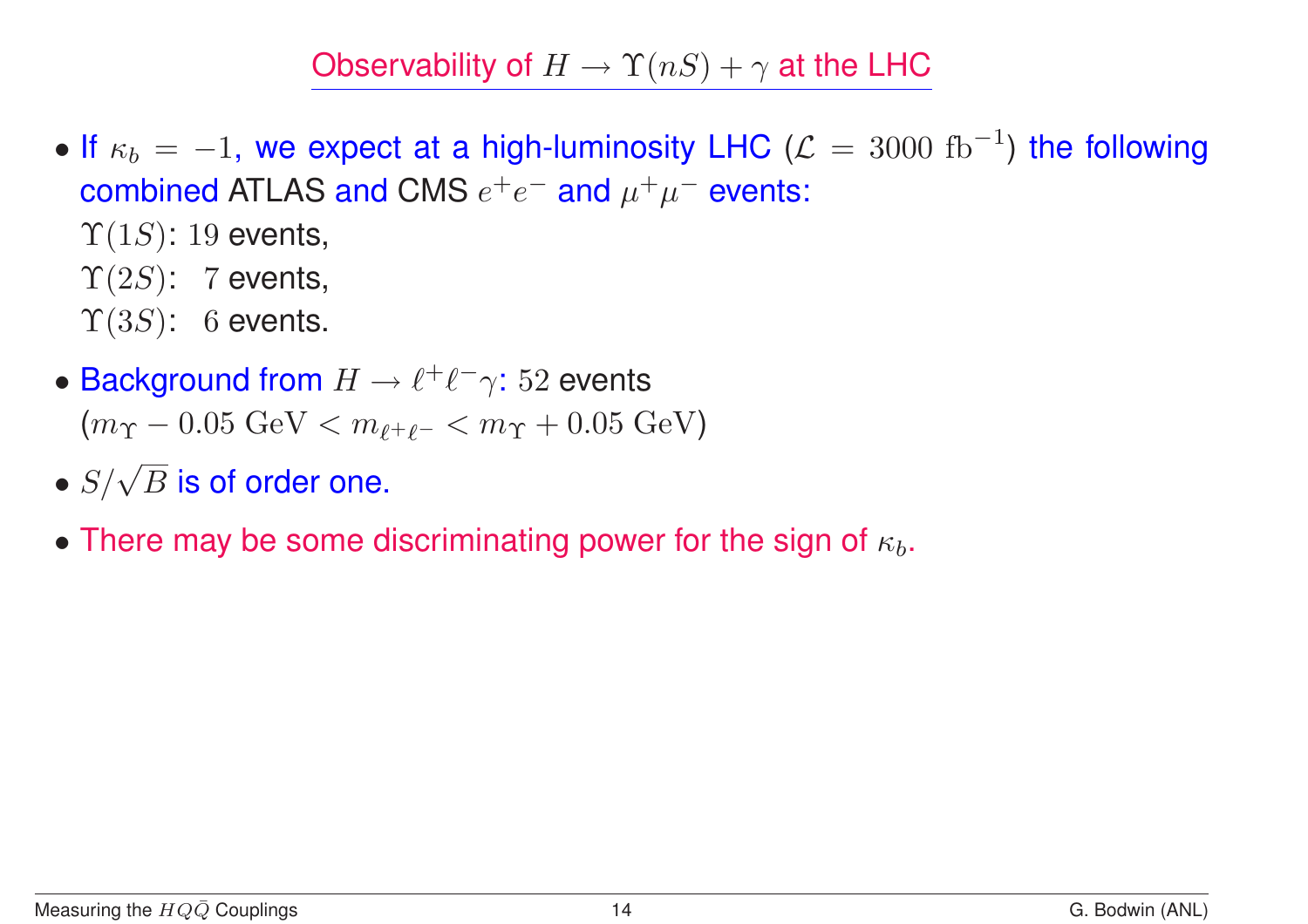## Observability of $H \to \Upsilon(nS) + \gamma$ at the LHC

- If $\kappa_b = -1$, we expect at a high-luminosity LHC ($\mathcal{L} = 3000\ \mathrm{fb}^{-1}$) the following combined ATLAS and CMS $e^+e^-$ and $\mu^+\mu^-$ events:
  $\Upsilon(1S)$: $19$ events,
  $\Upsilon(2S)$: $7$ events,
  $\Upsilon(3S)$: $6$ events.
- Background from $H \to \ell^+\ell^-\gamma$: $52$ events
  ($m_\Upsilon - 0.05\ \mathrm{GeV} < m_{\ell^+\ell^-} < m_\Upsilon + 0.05\ \mathrm{GeV}$)
- $S/\sqrt{B}$ is of order one.
- There may be some discriminating power for the sign of $\kappa_b$.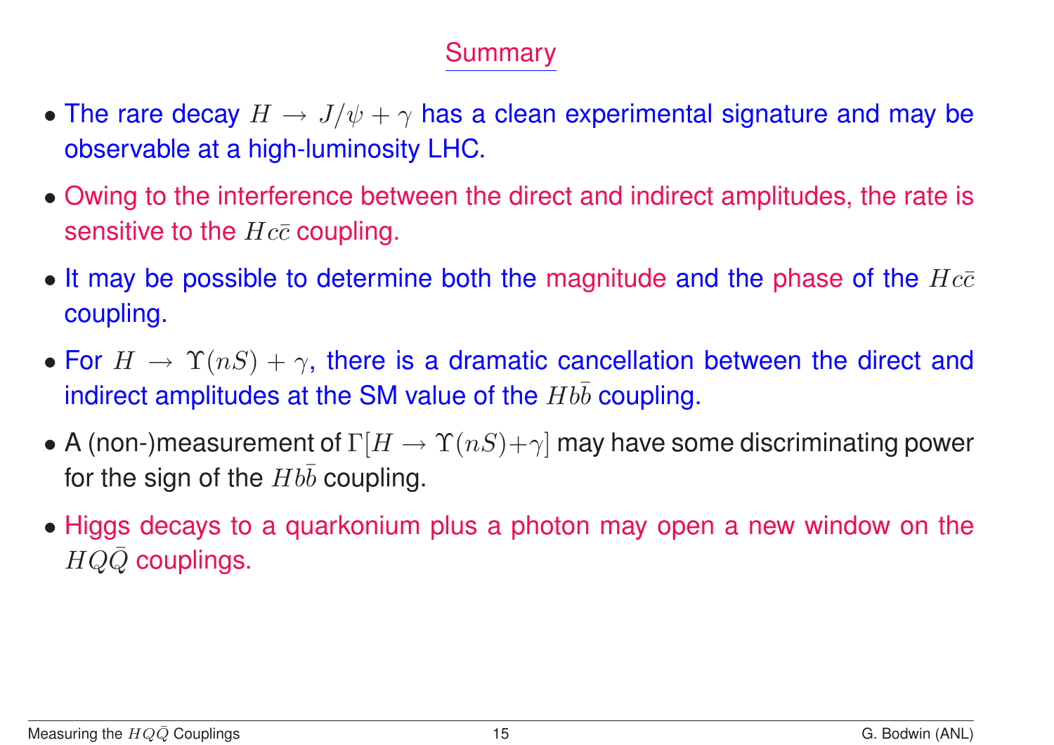# Summary

- The rare decay $H \to J/\psi + \gamma$ has a clean experimental signature and may be observable at a high-luminosity LHC.
- Owing to the interference between the direct and indirect amplitudes, the rate is sensitive to the $Hc\bar{c}$ coupling.
- It may be possible to determine both the magnitude and the phase of the $Hc\bar{c}$ coupling.
- For $H \to \Upsilon(nS) + \gamma$, there is a dramatic cancellation between the direct and indirect amplitudes at the SM value of the $Hb\bar{b}$ coupling.
- A (non-)measurement of $\Gamma[H \to \Upsilon(nS) + \gamma]$ may have some discriminating power for the sign of the $Hb\bar{b}$ coupling.
- Higgs decays to a quarkonium plus a photon may open a new window on the $HQ\bar{Q}$ couplings.